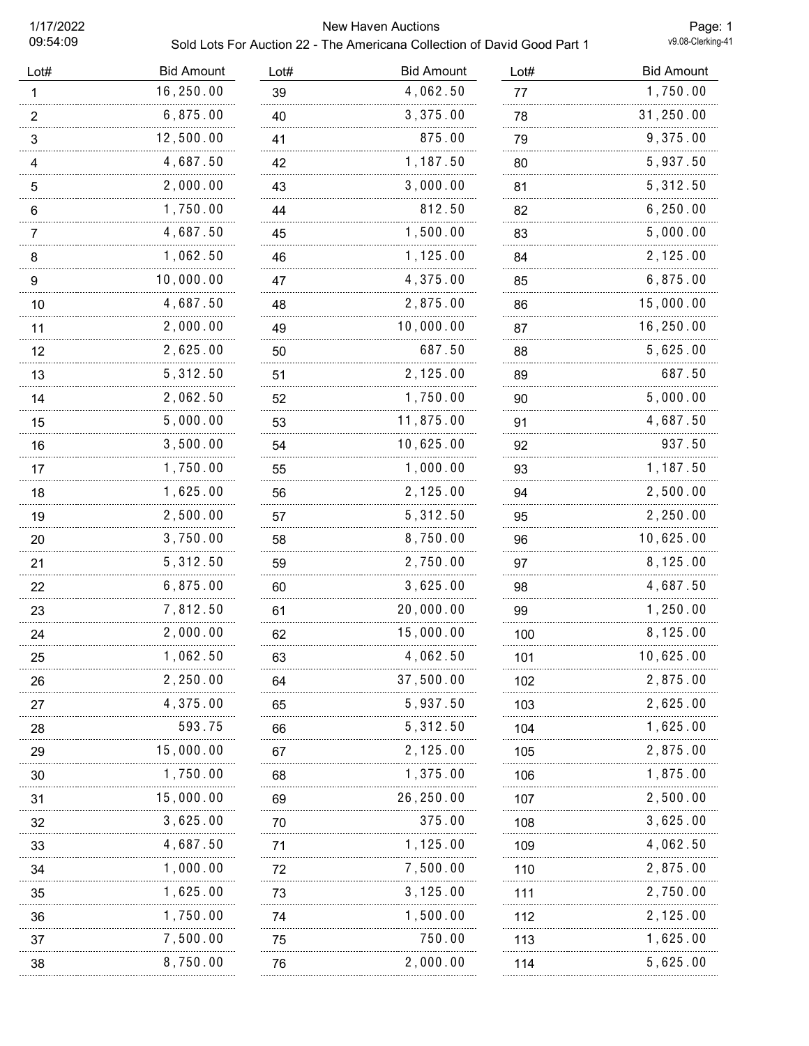# New Haven Auctions

## Sold Lots For Auction 22 - The Americana Collection of David Good Part 1

1/17/2022
09:54:09

| Lot# | Bid Amount | Lot# | Bid Amount | Lot# | Bid Amount |
|---|---|---|---|---|---|
| 1 | 16,250.00 | 39 | 4,062.50 | 77 | 1,750.00 |
| 2 | 6,875.00 | 40 | 3,375.00 | 78 | 31,250.00 |
| 3 | 12,500.00 | 41 | 875.00 | 79 | 9,375.00 |
| 4 | 4,687.50 | 42 | 1,187.50 | 80 | 5,937.50 |
| 5 | 2,000.00 | 43 | 3,000.00 | 81 | 5,312.50 |
| 6 | 1,750.00 | 44 | 812.50 | 82 | 6,250.00 |
| 7 | 4,687.50 | 45 | 1,500.00 | 83 | 5,000.00 |
| 8 | 1,062.50 | 46 | 1,125.00 | 84 | 2,125.00 |
| 9 | 10,000.00 | 47 | 4,375.00 | 85 | 6,875.00 |
| 10 | 4,687.50 | 48 | 2,875.00 | 86 | 15,000.00 |
| 11 | 2,000.00 | 49 | 10,000.00 | 87 | 16,250.00 |
| 12 | 2,625.00 | 50 | 687.50 | 88 | 5,625.00 |
| 13 | 5,312.50 | 51 | 2,125.00 | 89 | 687.50 |
| 14 | 2,062.50 | 52 | 1,750.00 | 90 | 5,000.00 |
| 15 | 5,000.00 | 53 | 11,875.00 | 91 | 4,687.50 |
| 16 | 3,500.00 | 54 | 10,625.00 | 92 | 937.50 |
| 17 | 1,750.00 | 55 | 1,000.00 | 93 | 1,187.50 |
| 18 | 1,625.00 | 56 | 2,125.00 | 94 | 2,500.00 |
| 19 | 2,500.00 | 57 | 5,312.50 | 95 | 2,250.00 |
| 20 | 3,750.00 | 58 | 8,750.00 | 96 | 10,625.00 |
| 21 | 5,312.50 | 59 | 2,750.00 | 97 | 8,125.00 |
| 22 | 6,875.00 | 60 | 3,625.00 | 98 | 4,687.50 |
| 23 | 7,812.50 | 61 | 20,000.00 | 99 | 1,250.00 |
| 24 | 2,000.00 | 62 | 15,000.00 | 100 | 8,125.00 |
| 25 | 1,062.50 | 63 | 4,062.50 | 101 | 10,625.00 |
| 26 | 2,250.00 | 64 | 37,500.00 | 102 | 2,875.00 |
| 27 | 4,375.00 | 65 | 5,937.50 | 103 | 2,625.00 |
| 28 | 593.75 | 66 | 5,312.50 | 104 | 1,625.00 |
| 29 | 15,000.00 | 67 | 2,125.00 | 105 | 2,875.00 |
| 30 | 1,750.00 | 68 | 1,375.00 | 106 | 1,875.00 |
| 31 | 15,000.00 | 69 | 26,250.00 | 107 | 2,500.00 |
| 32 | 3,625.00 | 70 | 375.00 | 108 | 3,625.00 |
| 33 | 4,687.50 | 71 | 1,125.00 | 109 | 4,062.50 |
| 34 | 1,000.00 | 72 | 7,500.00 | 110 | 2,875.00 |
| 35 | 1,625.00 | 73 | 3,125.00 | 111 | 2,750.00 |
| 36 | 1,750.00 | 74 | 1,500.00 | 112 | 2,125.00 |
| 37 | 7,500.00 | 75 | 750.00 | 113 | 1,625.00 |
| 38 | 8,750.00 | 76 | 2,000.00 | 114 | 5,625.00 |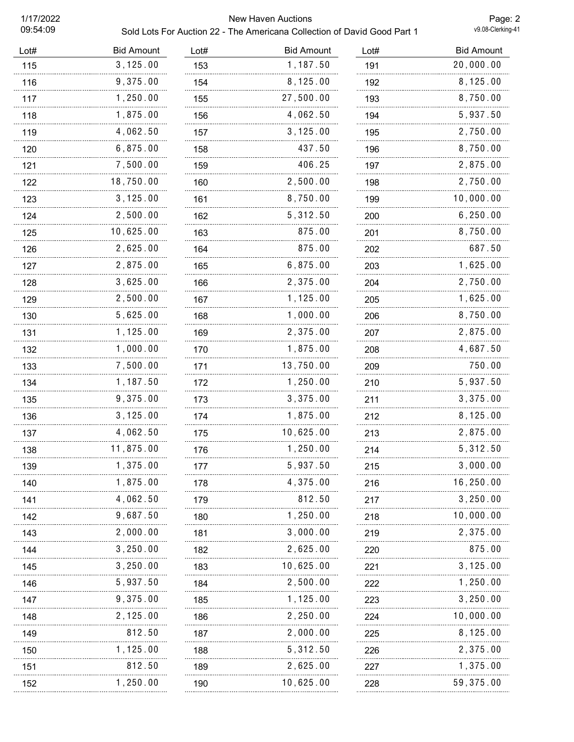| Lot# | Bid Amount | Lot# | Bid Amount | Lot# | Bid Amount |
|---|---|---|---|---|---|
| 115 | 3,125.00 | 153 | 1,187.50 | 191 | 20,000.00 |
| 116 | 9,375.00 | 154 | 8,125.00 | 192 | 8,125.00 |
| 117 | 1,250.00 | 155 | 27,500.00 | 193 | 8,750.00 |
| 118 | 1,875.00 | 156 | 4,062.50 | 194 | 5,937.50 |
| 119 | 4,062.50 | 157 | 3,125.00 | 195 | 2,750.00 |
| 120 | 6,875.00 | 158 | 437.50 | 196 | 8,750.00 |
| 121 | 7,500.00 | 159 | 406.25 | 197 | 2,875.00 |
| 122 | 18,750.00 | 160 | 2,500.00 | 198 | 2,750.00 |
| 123 | 3,125.00 | 161 | 8,750.00 | 199 | 10,000.00 |
| 124 | 2,500.00 | 162 | 5,312.50 | 200 | 6,250.00 |
| 125 | 10,625.00 | 163 | 875.00 | 201 | 8,750.00 |
| 126 | 2,625.00 | 164 | 875.00 | 202 | 687.50 |
| 127 | 2,875.00 | 165 | 6,875.00 | 203 | 1,625.00 |
| 128 | 3,625.00 | 166 | 2,375.00 | 204 | 2,750.00 |
| 129 | 2,500.00 | 167 | 1,125.00 | 205 | 1,625.00 |
| 130 | 5,625.00 | 168 | 1,000.00 | 206 | 8,750.00 |
| 131 | 1,125.00 | 169 | 2,375.00 | 207 | 2,875.00 |
| 132 | 1,000.00 | 170 | 1,875.00 | 208 | 4,687.50 |
| 133 | 7,500.00 | 171 | 13,750.00 | 209 | 750.00 |
| 134 | 1,187.50 | 172 | 1,250.00 | 210 | 5,937.50 |
| 135 | 9,375.00 | 173 | 3,375.00 | 211 | 3,375.00 |
| 136 | 3,125.00 | 174 | 1,875.00 | 212 | 8,125.00 |
| 137 | 4,062.50 | 175 | 10,625.00 | 213 | 2,875.00 |
| 138 | 11,875.00 | 176 | 1,250.00 | 214 | 5,312.50 |
| 139 | 1,375.00 | 177 | 5,937.50 | 215 | 3,000.00 |
| 140 | 1,875.00 | 178 | 4,375.00 | 216 | 16,250.00 |
| 141 | 4,062.50 | 179 | 812.50 | 217 | 3,250.00 |
| 142 | 9,687.50 | 180 | 1,250.00 | 218 | 10,000.00 |
| 143 | 2,000.00 | 181 | 3,000.00 | 219 | 2,375.00 |
| 144 | 3,250.00 | 182 | 2,625.00 | 220 | 875.00 |
| 145 | 3,250.00 | 183 | 10,625.00 | 221 | 3,125.00 |
| 146 | 5,937.50 | 184 | 2,500.00 | 222 | 1,250.00 |
| 147 | 9,375.00 | 185 | 1,125.00 | 223 | 3,250.00 |
| 148 | 2,125.00 | 186 | 2,250.00 | 224 | 10,000.00 |
| 149 | 812.50 | 187 | 2,000.00 | 225 | 8,125.00 |
| 150 | 1,125.00 | 188 | 5,312.50 | 226 | 2,375.00 |
| 151 | 812.50 | 189 | 2,625.00 | 227 | 1,375.00 |
| 152 | 1,250.00 | 190 | 10,625.00 | 228 | 59,375.00 |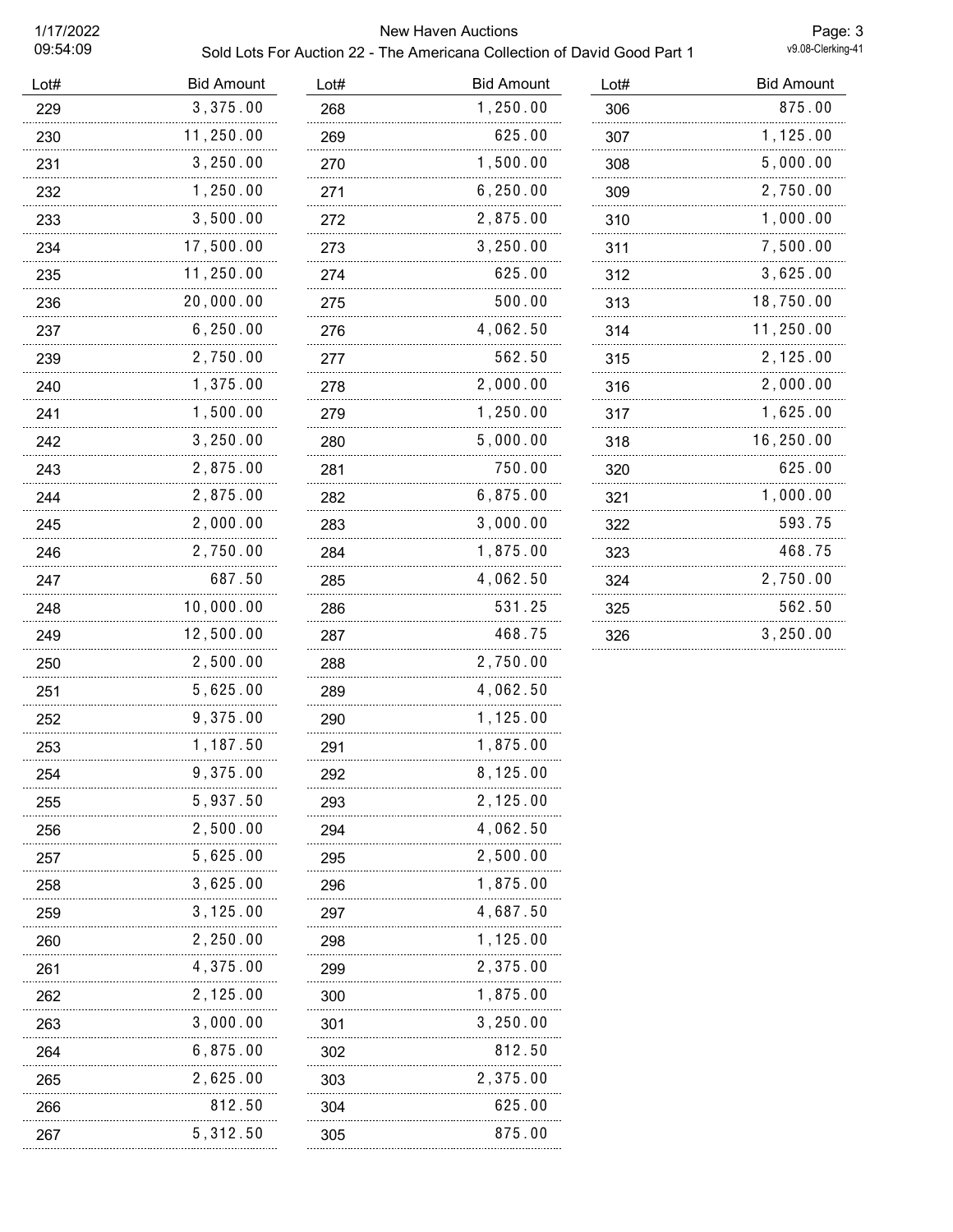| Lot# | Bid Amount |
|---|---|
| 229 | 3,375.00 |
| 230 | 11,250.00 |
| 231 | 3,250.00 |
| 232 | 1,250.00 |
| 233 | 3,500.00 |
| 234 | 17,500.00 |
| 235 | 11,250.00 |
| 236 | 20,000.00 |
| 237 | 6,250.00 |
| 239 | 2,750.00 |
| 240 | 1,375.00 |
| 241 | 1,500.00 |
| 242 | 3,250.00 |
| 243 | 2,875.00 |
| 244 | 2,875.00 |
| 245 | 2,000.00 |
| 246 | 2,750.00 |
| 247 | 687.50 |
| 248 | 10,000.00 |
| 249 | 12,500.00 |
| 250 | 2,500.00 |
| 251 | 5,625.00 |
| 252 | 9,375.00 |
| 253 | 1,187.50 |
| 254 | 9,375.00 |
| 255 | 5,937.50 |
| 256 | 2,500.00 |
| 257 | 5,625.00 |
| 258 | 3,625.00 |
| 259 | 3,125.00 |
| 260 | 2,250.00 |
| 261 | 4,375.00 |
| 262 | 2,125.00 |
| 263 | 3,000.00 |
| 264 | 6,875.00 |
| 265 | 2,625.00 |
| 266 | 812.50 |
| 267 | 5,312.50 |
| 268 | 1,250.00 |
| 269 | 625.00 |
| 270 | 1,500.00 |
| 271 | 6,250.00 |
| 272 | 2,875.00 |
| 273 | 3,250.00 |
| 274 | 625.00 |
| 275 | 500.00 |
| 276 | 4,062.50 |
| 277 | 562.50 |
| 278 | 2,000.00 |
| 279 | 1,250.00 |
| 280 | 5,000.00 |
| 281 | 750.00 |
| 282 | 6,875.00 |
| 283 | 3,000.00 |
| 284 | 1,875.00 |
| 285 | 4,062.50 |
| 286 | 531.25 |
| 287 | 468.75 |
| 288 | 2,750.00 |
| 289 | 4,062.50 |
| 290 | 1,125.00 |
| 291 | 1,875.00 |
| 292 | 8,125.00 |
| 293 | 2,125.00 |
| 294 | 4,062.50 |
| 295 | 2,500.00 |
| 296 | 1,875.00 |
| 297 | 4,687.50 |
| 298 | 1,125.00 |
| 299 | 2,375.00 |
| 300 | 1,875.00 |
| 301 | 3,250.00 |
| 302 | 812.50 |
| 303 | 2,375.00 |
| 304 | 625.00 |
| 305 | 875.00 |
| 306 | 875.00 |
| 307 | 1,125.00 |
| 308 | 5,000.00 |
| 309 | 2,750.00 |
| 310 | 1,000.00 |
| 311 | 7,500.00 |
| 312 | 3,625.00 |
| 313 | 18,750.00 |
| 314 | 11,250.00 |
| 315 | 2,125.00 |
| 316 | 2,000.00 |
| 317 | 1,625.00 |
| 318 | 16,250.00 |
| 320 | 625.00 |
| 321 | 1,000.00 |
| 322 | 593.75 |
| 323 | 468.75 |
| 324 | 2,750.00 |
| 325 | 562.50 |
| 326 | 3,250.00 |